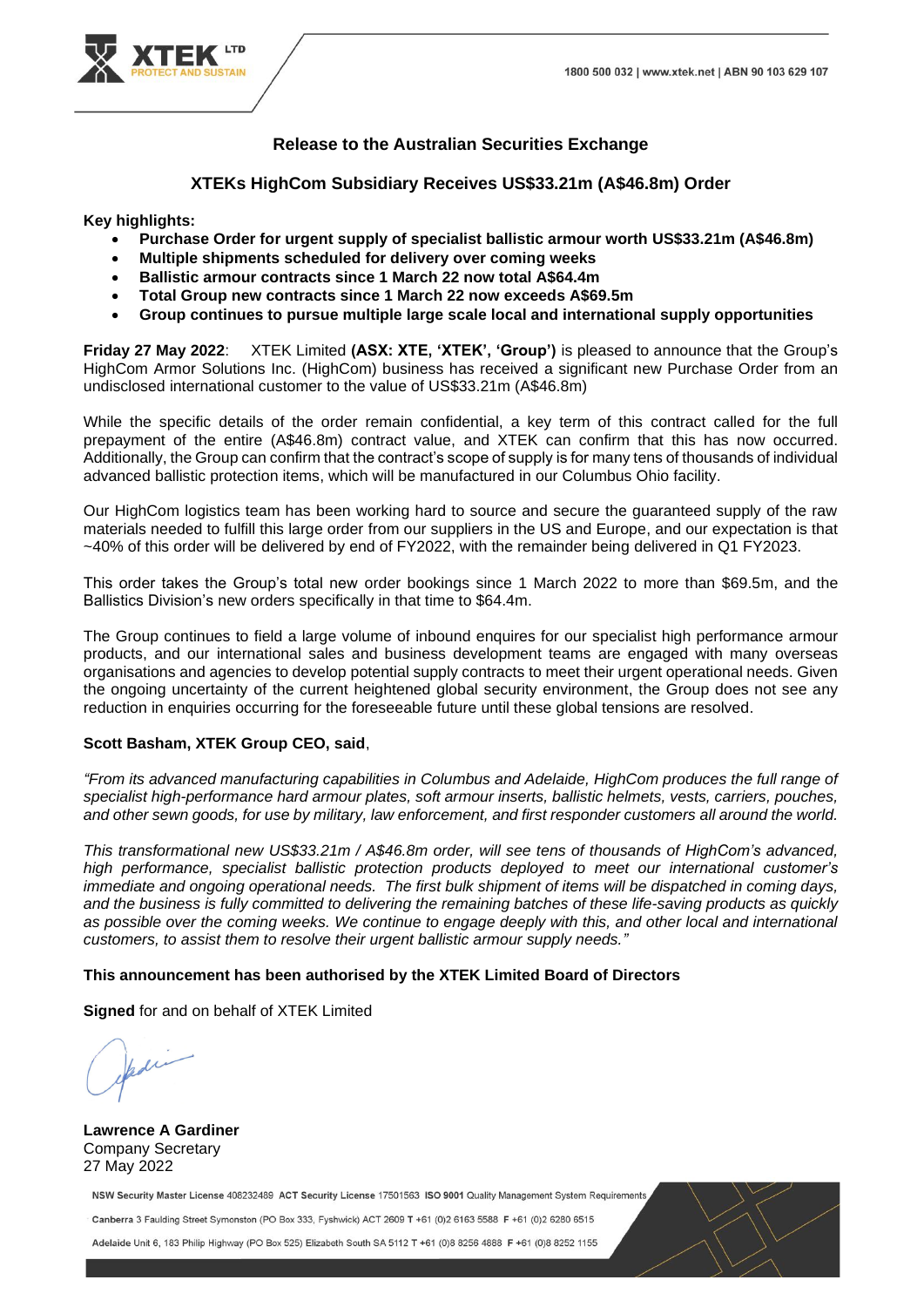## Release to the Australian Securities Exchange

## XTEKs HighCom Subsidiary Receives US$33.21m (A$46.8m) Order

**Key highlights:**

- **Purchase Order for urgent supply of specialist ballistic armour worth US$33.21m (A$46.8m)**
- **Multiple shipments scheduled for delivery over coming weeks**
- **Ballistic armour contracts since 1 March 22 now total A$64.4m**
- **Total Group new contracts since 1 March 22 now exceeds A$69.5m**
- **Group continues to pursue multiple large scale local and international supply opportunities**

**Friday 27 May 2022**: XTEK Limited **(ASX: XTE, 'XTEK', 'Group')** is pleased to announce that the Group's HighCom Armor Solutions Inc. (HighCom) business has received a significant new Purchase Order from an undisclosed international customer to the value of US$33.21m (A$46.8m)

While the specific details of the order remain confidential, a key term of this contract called for the full prepayment of the entire (A$46.8m) contract value, and XTEK can confirm that this has now occurred. Additionally, the Group can confirm that the contract's scope of supply is for many tens of thousands of individual advanced ballistic protection items, which will be manufactured in our Columbus Ohio facility.

Our HighCom logistics team has been working hard to source and secure the guaranteed supply of the raw materials needed to fulfill this large order from our suppliers in the US and Europe, and our expectation is that ~40% of this order will be delivered by end of FY2022, with the remainder being delivered in Q1 FY2023.

This order takes the Group's total new order bookings since 1 March 2022 to more than $69.5m, and the Ballistics Division's new orders specifically in that time to $64.4m.

The Group continues to field a large volume of inbound enquires for our specialist high performance armour products, and our international sales and business development teams are engaged with many overseas organisations and agencies to develop potential supply contracts to meet their urgent operational needs. Given the ongoing uncertainty of the current heightened global security environment, the Group does not see any reduction in enquiries occurring for the foreseeable future until these global tensions are resolved.

**Scott Basham, XTEK Group CEO, said**,

*"From its advanced manufacturing capabilities in Columbus and Adelaide, HighCom produces the full range of specialist high-performance hard armour plates, soft armour inserts, ballistic helmets, vests, carriers, pouches, and other sewn goods, for use by military, law enforcement, and first responder customers all around the world.*

*This transformational new US$33.21m / A$46.8m order, will see tens of thousands of HighCom's advanced, high performance, specialist ballistic protection products deployed to meet our international customer's immediate and ongoing operational needs. The first bulk shipment of items will be dispatched in coming days, and the business is fully committed to delivering the remaining batches of these life-saving products as quickly as possible over the coming weeks. We continue to engage deeply with this, and other local and international customers, to assist them to resolve their urgent ballistic armour supply needs."*

**This announcement has been authorised by the XTEK Limited Board of Directors**

**Signed** for and on behalf of XTEK Limited

**Lawrence A Gardiner**
Company Secretary
27 May 2022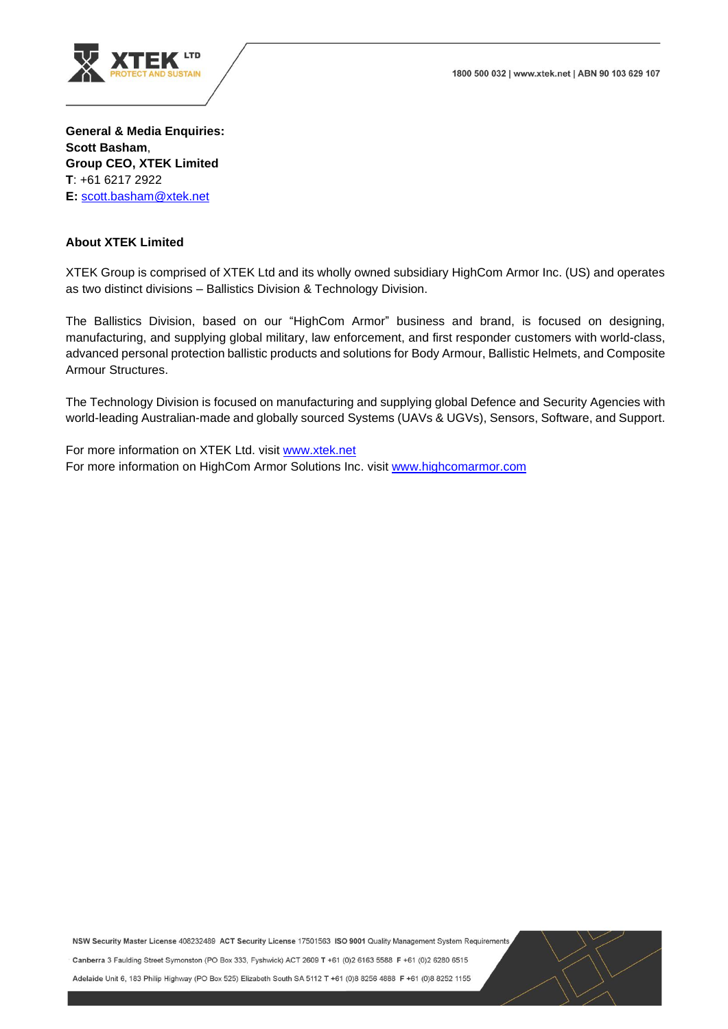**General & Media Enquiries:**
**Scott Basham**,
**Group CEO, XTEK Limited**
**T**: +61 6217 2922
**E:** scott.basham@xtek.net

**About XTEK Limited**

XTEK Group is comprised of XTEK Ltd and its wholly owned subsidiary HighCom Armor Inc. (US) and operates as two distinct divisions – Ballistics Division & Technology Division.

The Ballistics Division, based on our "HighCom Armor" business and brand, is focused on designing, manufacturing, and supplying global military, law enforcement, and first responder customers with world-class, advanced personal protection ballistic products and solutions for Body Armour, Ballistic Helmets, and Composite Armour Structures.

The Technology Division is focused on manufacturing and supplying global Defence and Security Agencies with world-leading Australian-made and globally sourced Systems (UAVs & UGVs), Sensors, Software, and Support.

For more information on XTEK Ltd. visit www.xtek.net
For more information on HighCom Armor Solutions Inc. visit www.highcomarmor.com